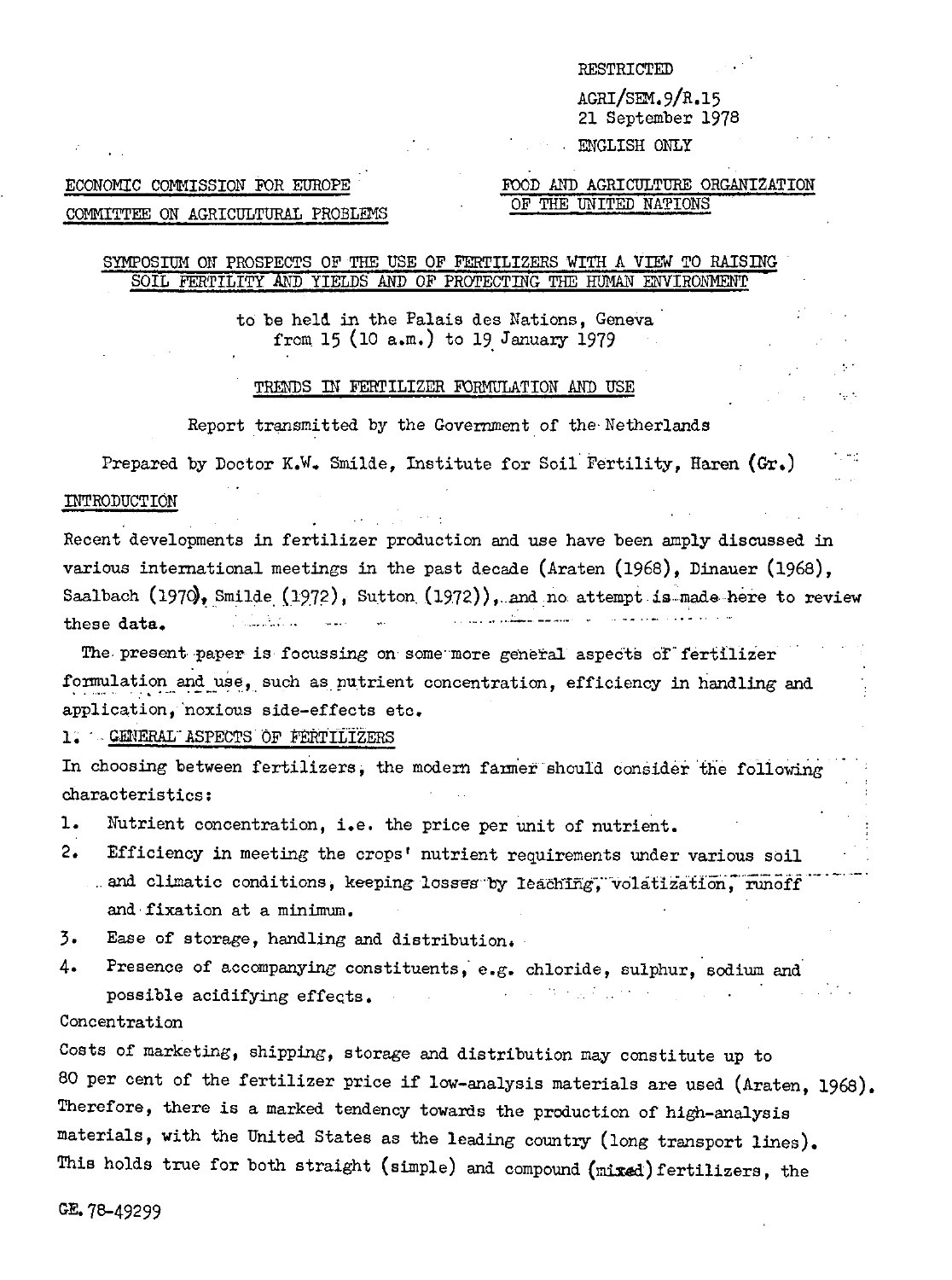RESTRICTED

AGRI/SEM.9/R.15
21 September 1978

ENGLISH ONLY

ECONOMIC COMMISSION FOR EUROPE
COMMITTEE ON AGRICULTURAL PROBLEMS

FOOD AND AGRICULTURE ORGANIZATION
OF THE UNITED NATIONS

SYMPOSIUM ON PROSPECTS OF THE USE OF FERTILIZERS WITH A VIEW TO RAISING SOIL FERTILITY AND YIELDS AND OF PROTECTING THE HUMAN ENVIRONMENT

to be held in the Palais des Nations, Geneva
from 15 (10 a.m.) to 19 January 1979

# TRENDS IN FERTILIZER FORMULATION AND USE

Report transmitted by the Government of the Netherlands

Prepared by Doctor K.W. Smilde, Institute for Soil Fertility, Haren (Gr.)

## INTRODUCTION

Recent developments in fertilizer production and use have been amply discussed in various international meetings in the past decade (Araten (1968), Dinauer (1968), Saalbach (1970), Smilde (1972), Sutton (1972)), and no attempt is made here to review these data.

The present paper is focussing on some more general aspects of fertilizer formulation and use, such as nutrient concentration, efficiency in handling and application, noxious side-effects etc.

## 1. GENERAL ASPECTS OF FERTILIZERS

In choosing between fertilizers, the modern farmer should consider the following characteristics:

1. Nutrient concentration, i.e. the price per unit of nutrient.
2. Efficiency in meeting the crops' nutrient requirements under various soil and climatic conditions, keeping losses by leaching, volatization, runoff and fixation at a minimum.
3. Ease of storage, handling and distribution.
4. Presence of accompanying constituents, e.g. chloride, sulphur, sodium and possible acidifying effects.

### Concentration

Costs of marketing, shipping, storage and distribution may constitute up to 80 per cent of the fertilizer price if low-analysis materials are used (Araten, 1968). Therefore, there is a marked tendency towards the production of high-analysis materials, with the United States as the leading country (long transport lines). This holds true for both straight (simple) and compound (mixed) fertilizers, the

GE.78-49299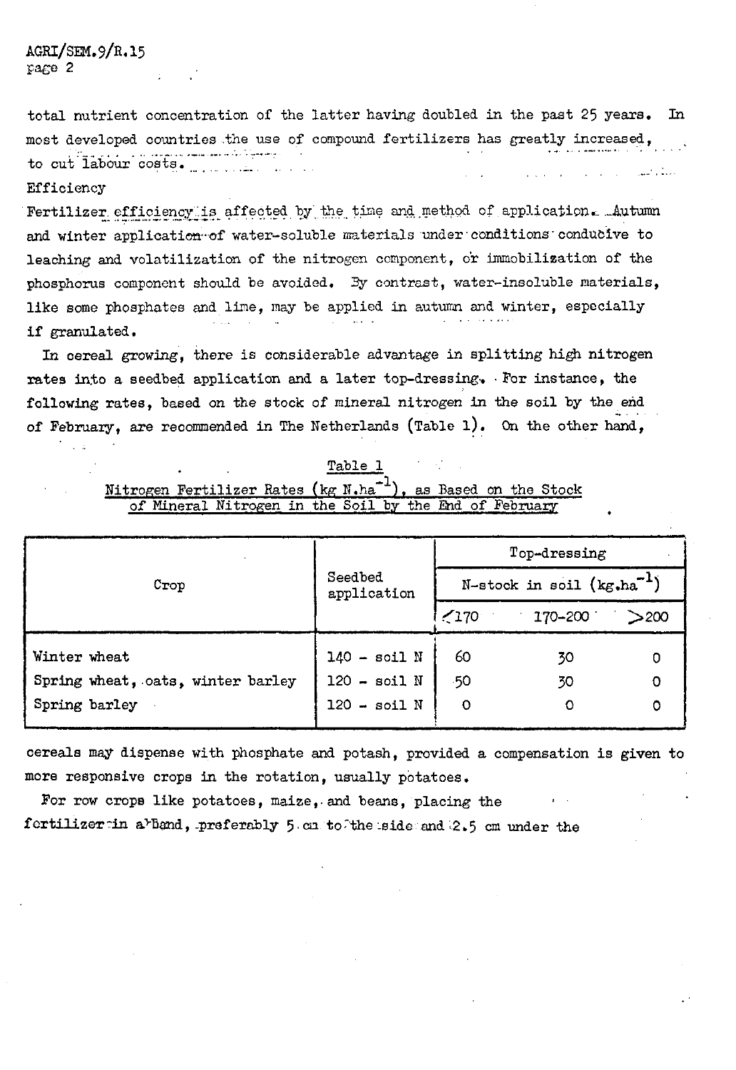total nutrient concentration of the latter having doubled in the past 25 years. In most developed countries the use of compound fertilizers has greatly increased, to cut labour costs.

## Efficiency

Fertilizer efficiency is affected by the time and method of application. Autumn and winter application of water-soluble materials under conditions conducive to leaching and volatilization of the nitrogen component, or immobilization of the phosphorus component should be avoided. By contrast, water-insoluble materials, like some phosphates and lime, may be applied in autumn and winter, especially if granulated.

In cereal growing, there is considerable advantage in splitting high nitrogen rates into a seedbed application and a later top-dressing. For instance, the following rates, based on the stock of mineral nitrogen in the soil by the end of February, are recommended in The Netherlands (Table 1). On the other hand,

Table 1

Nitrogen Fertilizer Rates (kg N.ha$^{-1}$), as Based on the Stock of Mineral Nitrogen in the Soil by the End of February

| Crop | Seedbed application | Top-dressing | | |
|---|---|---|---|---|
| | | N-stock in soil (kg.ha$^{-1}$) | | |
| | | <170 | 170-200 | >200 |
| Winter wheat | 140 - soil N | 60 | 30 | 0 |
| Spring wheat, oats, winter barley | 120 - soil N | 50 | 30 | 0 |
| Spring barley | 120 - soil N | 0 | 0 | 0 |

cereals may dispense with phosphate and potash, provided a compensation is given to more responsive crops in the rotation, usually potatoes.

For row crops like potatoes, maize, and beans, placing the fertilizer in a band, preferably 5 cm to the side and 2.5 cm under the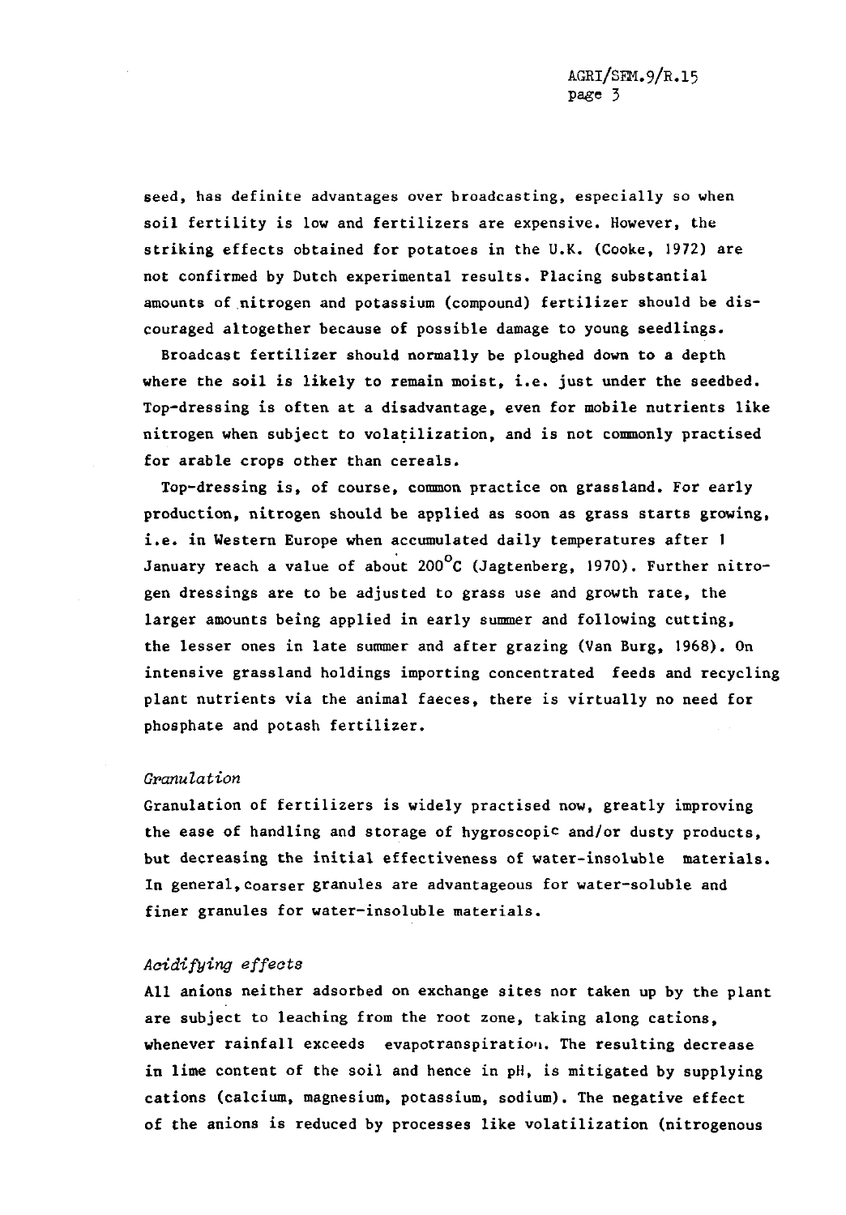seed, has definite advantages over broadcasting, especially so when soil fertility is low and fertilizers are expensive. However, the striking effects obtained for potatoes in the U.K. (Cooke, 1972) are not confirmed by Dutch experimental results. Placing substantial amounts of nitrogen and potassium (compound) fertilizer should be discouraged altogether because of possible damage to young seedlings.

Broadcast fertilizer should normally be ploughed down to a depth where the soil is likely to remain moist, i.e. just under the seedbed. Top-dressing is often at a disadvantage, even for mobile nutrients like nitrogen when subject to volatilization, and is not commonly practised for arable crops other than cereals.

Top-dressing is, of course, common practice on grassland. For early production, nitrogen should be applied as soon as grass starts growing, i.e. in Western Europe when accumulated daily temperatures after 1 January reach a value of about 200°C (Jagtenberg, 1970). Further nitrogen dressings are to be adjusted to grass use and growth rate, the larger amounts being applied in early summer and following cutting, the lesser ones in late summer and after grazing (Van Burg, 1968). On intensive grassland holdings importing concentrated feeds and recycling plant nutrients via the animal faeces, there is virtually no need for phosphate and potash fertilizer.

*Granulation*

Granulation of fertilizers is widely practised now, greatly improving the ease of handling and storage of hygroscopic and/or dusty products, but decreasing the initial effectiveness of water-insoluble materials. In general, coarser granules are advantageous for water-soluble and finer granules for water-insoluble materials.

*Acidifying effects*

All anions neither adsorbed on exchange sites nor taken up by the plant are subject to leaching from the root zone, taking along cations, whenever rainfall exceeds evapotranspiration. The resulting decrease in lime content of the soil and hence in pH, is mitigated by supplying cations (calcium, magnesium, potassium, sodium). The negative effect of the anions is reduced by processes like volatilization (nitrogenous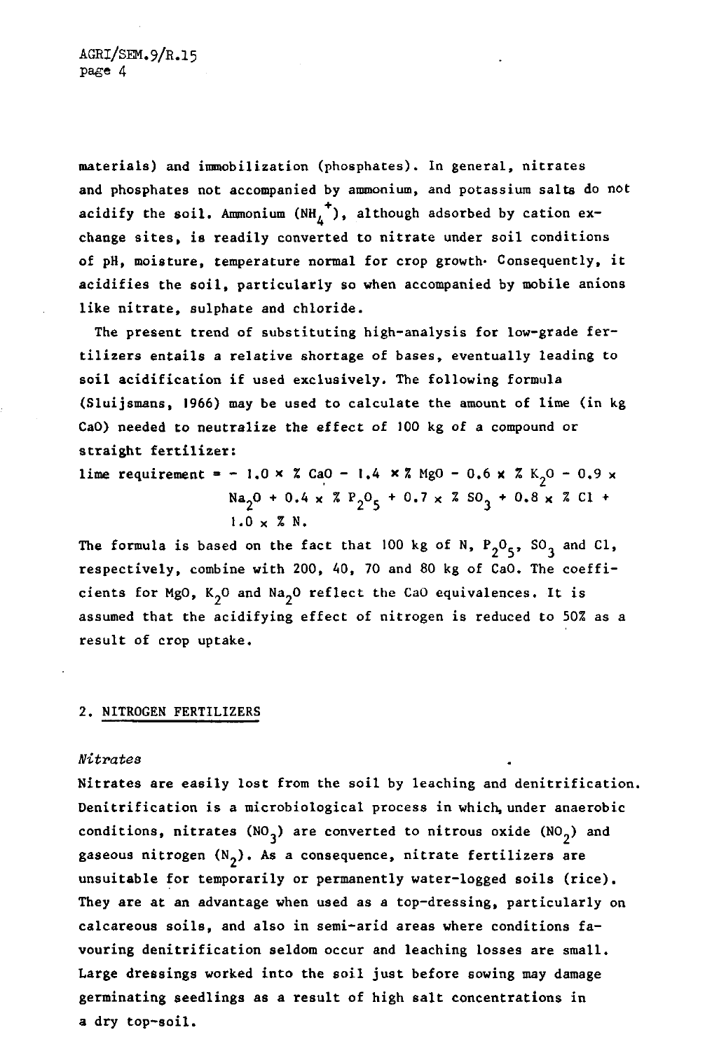materials) and immobilization (phosphates). In general, nitrates and phosphates not accompanied by ammonium, and potassium salts do not acidify the soil. Ammonium ($NH_4^+$), although adsorbed by cation exchange sites, is readily converted to nitrate under soil conditions of pH, moisture, temperature normal for crop growth. Consequently, it acidifies the soil, particularly so when accompanied by mobile anions like nitrate, sulphate and chloride.

The present trend of substituting high-analysis for low-grade fertilizers entails a relative shortage of bases, eventually leading to soil acidification if used exclusively. The following formula (Sluijsmans, 1966) may be used to calculate the amount of lime (in kg CaO) needed to neutralize the effect of 100 kg of a compound or straight fertilizer:

$$\text{lime requirement} = -1.0 \times \%\,CaO - 1.4 \times \%\,MgO - 0.6 \times \%\,K_2O - 0.9 \times Na_2O + 0.4 \times \%\,P_2O_5 + 0.7 \times \%\,SO_3 + 0.8 \times \%\,Cl + 1.0 \times \%\,N.$$

The formula is based on the fact that 100 kg of N, $P_2O_5$, $SO_3$ and Cl, respectively, combine with 200, 40, 70 and 80 kg of CaO. The coefficients for MgO, $K_2O$ and $Na_2O$ reflect the CaO equivalences. It is assumed that the acidifying effect of nitrogen is reduced to 50% as a result of crop uptake.

## 2. NITROGEN FERTILIZERS

*Nitrates*

Nitrates are easily lost from the soil by leaching and denitrification. Denitrification is a microbiological process in which, under anaerobic conditions, nitrates ($NO_3$) are converted to nitrous oxide ($NO_2$) and gaseous nitrogen ($N_2$). As a consequence, nitrate fertilizers are unsuitable for temporarily or permanently water-logged soils (rice). They are at an advantage when used as a top-dressing, particularly on calcareous soils, and also in semi-arid areas where conditions favouring denitrification seldom occur and leaching losses are small. Large dressings worked into the soil just before sowing may damage germinating seedlings as a result of high salt concentrations in a dry top-soil.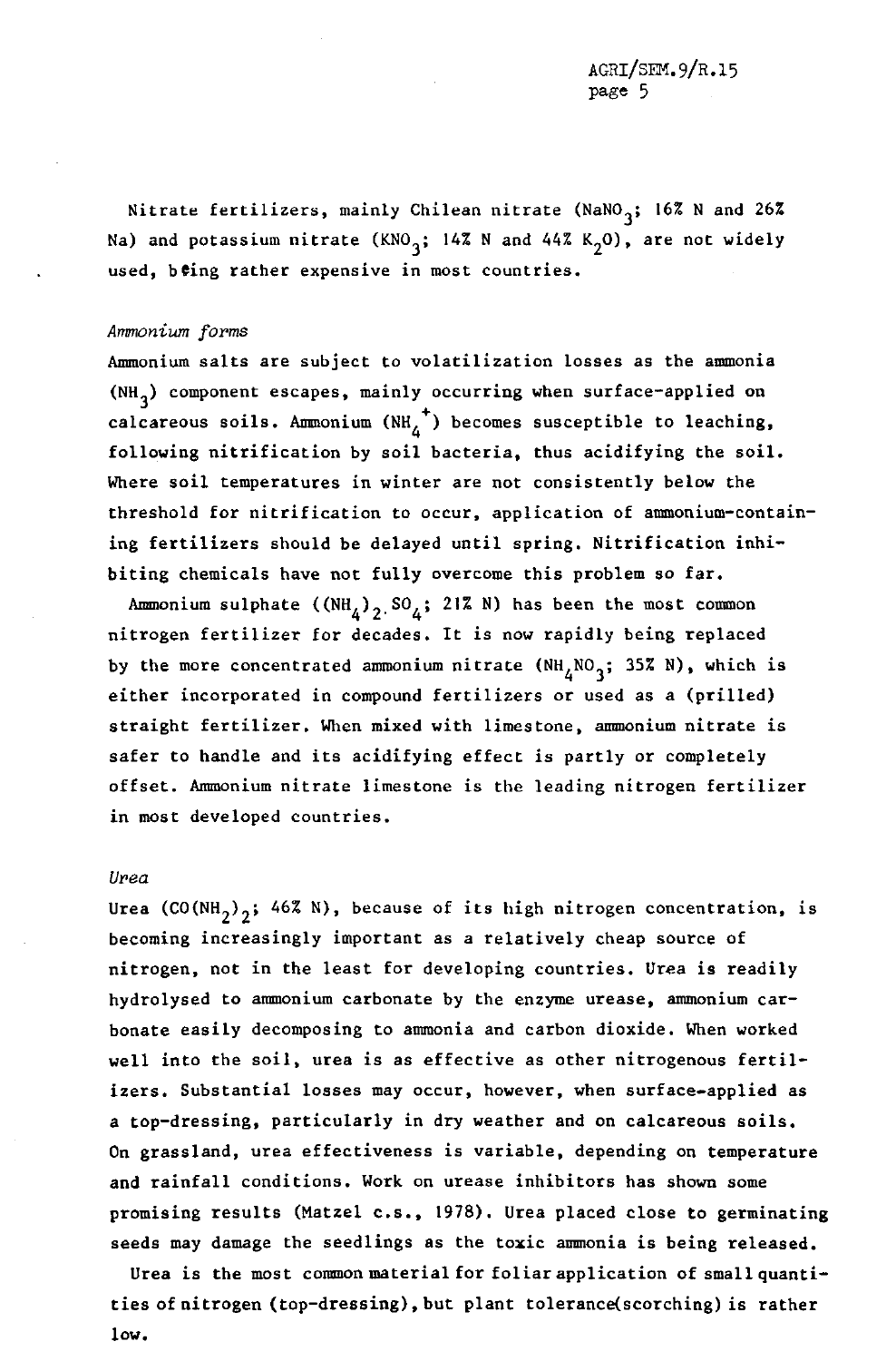Nitrate fertilizers, mainly Chilean nitrate ($NaNO_3$; 16% N and 26% Na) and potassium nitrate ($KNO_3$; 14% N and 44% $K_2O$), are not widely used, being rather expensive in most countries.

*Ammonium forms*

Ammonium salts are subject to volatilization losses as the ammonia ($NH_3$) component escapes, mainly occurring when surface-applied on calcareous soils. Ammonium ($NH_4^+$) becomes susceptible to leaching, following nitrification by soil bacteria, thus acidifying the soil. Where soil temperatures in winter are not consistently below the threshold for nitrification to occur, application of ammonium-containing fertilizers should be delayed until spring. Nitrification inhibiting chemicals have not fully overcome this problem so far.

Ammonium sulphate ($(NH_4)_2.SO_4$; 21% N) has been the most common nitrogen fertilizer for decades. It is now rapidly being replaced by the more concentrated ammonium nitrate ($NH_4NO_3$; 35% N), which is either incorporated in compound fertilizers or used as a (prilled) straight fertilizer. When mixed with limestone, ammonium nitrate is safer to handle and its acidifying effect is partly or completely offset. Ammonium nitrate limestone is the leading nitrogen fertilizer in most developed countries.

*Urea*

Urea ($CO(NH_2)_2$; 46% N), because of its high nitrogen concentration, is becoming increasingly important as a relatively cheap source of nitrogen, not in the least for developing countries. Urea is readily hydrolysed to ammonium carbonate by the enzyme urease, ammonium carbonate easily decomposing to ammonia and carbon dioxide. When worked well into the soil, urea is as effective as other nitrogenous fertilizers. Substantial losses may occur, however, when surface-applied as a top-dressing, particularly in dry weather and on calcareous soils. On grassland, urea effectiveness is variable, depending on temperature and rainfall conditions. Work on urease inhibitors has shown some promising results (Matzel c.s., 1978). Urea placed close to germinating seeds may damage the seedlings as the toxic ammonia is being released.

Urea is the most common material for foliar application of small quantities of nitrogen (top-dressing), but plant tolerance(scorching) is rather low.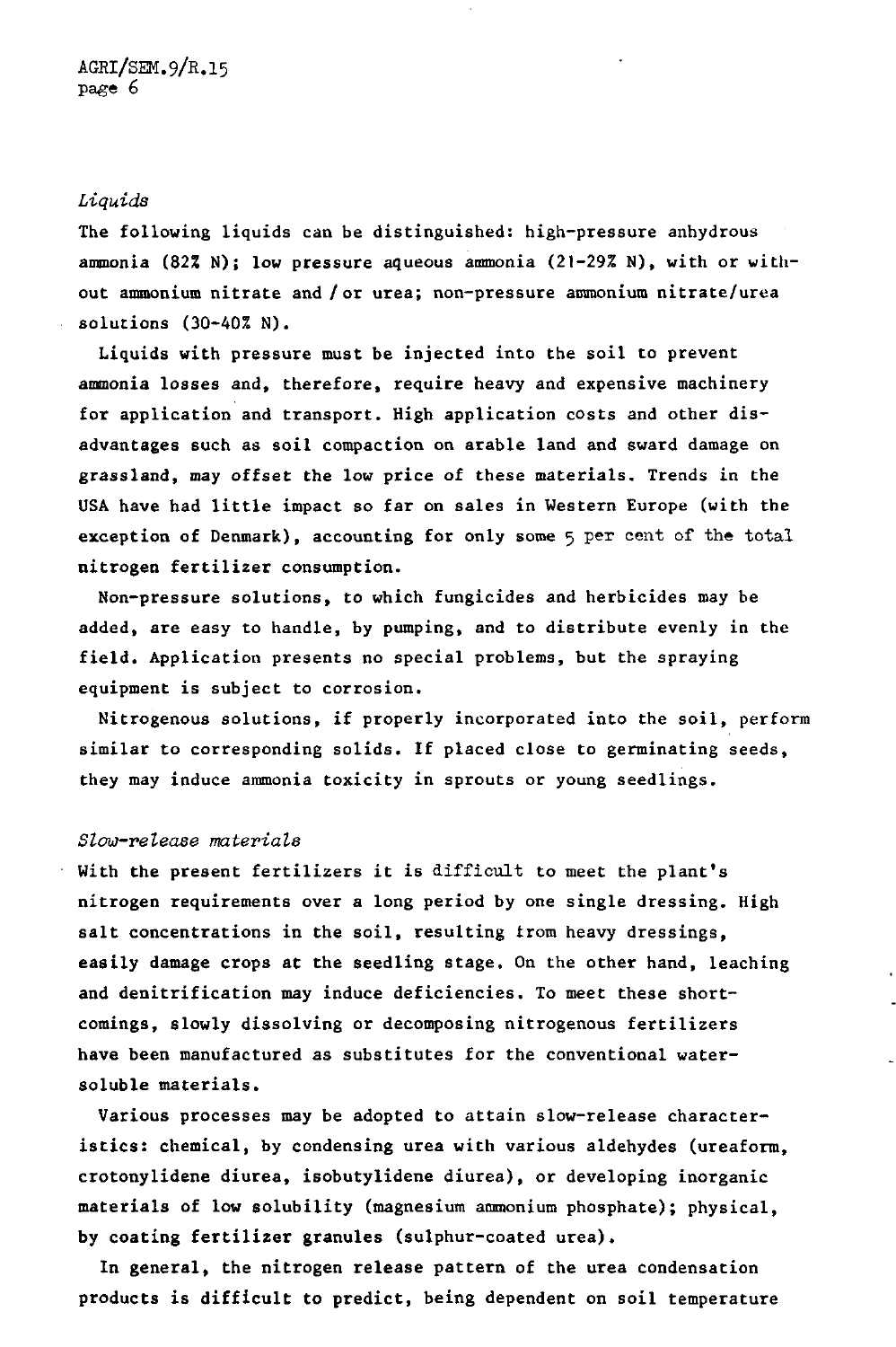*Liquids*

The following liquids can be distinguished: high-pressure anhydrous ammonia (82% N); low pressure aqueous ammonia (21-29% N), with or without ammonium nitrate and / or urea; non-pressure ammonium nitrate/urea solutions (30-40% N).

Liquids with pressure must be injected into the soil to prevent ammonia losses and, therefore, require heavy and expensive machinery for application and transport. High application costs and other disadvantages such as soil compaction on arable land and sward damage on grassland, may offset the low price of these materials. Trends in the USA have had little impact so far on sales in Western Europe (with the exception of Denmark), accounting for only some 5 per cent of the total nitrogen fertilizer consumption.

Non-pressure solutions, to which fungicides and herbicides may be added, are easy to handle, by pumping, and to distribute evenly in the field. Application presents no special problems, but the spraying equipment is subject to corrosion.

Nitrogenous solutions, if properly incorporated into the soil, perform similar to corresponding solids. If placed close to germinating seeds, they may induce ammonia toxicity in sprouts or young seedlings.

*Slow-release materials*

With the present fertilizers it is difficult to meet the plant's nitrogen requirements over a long period by one single dressing. High salt concentrations in the soil, resulting from heavy dressings, easily damage crops at the seedling stage. On the other hand, leaching and denitrification may induce deficiencies. To meet these shortcomings, slowly dissolving or decomposing nitrogenous fertilizers have been manufactured as substitutes for the conventional water-soluble materials.

Various processes may be adopted to attain slow-release characteristics: chemical, by condensing urea with various aldehydes (ureaform, crotonylidene diurea, isobutylidene diurea), or developing inorganic materials of low solubility (magnesium ammonium phosphate); physical, by coating fertilizer granules (sulphur-coated urea).

In general, the nitrogen release pattern of the urea condensation products is difficult to predict, being dependent on soil temperature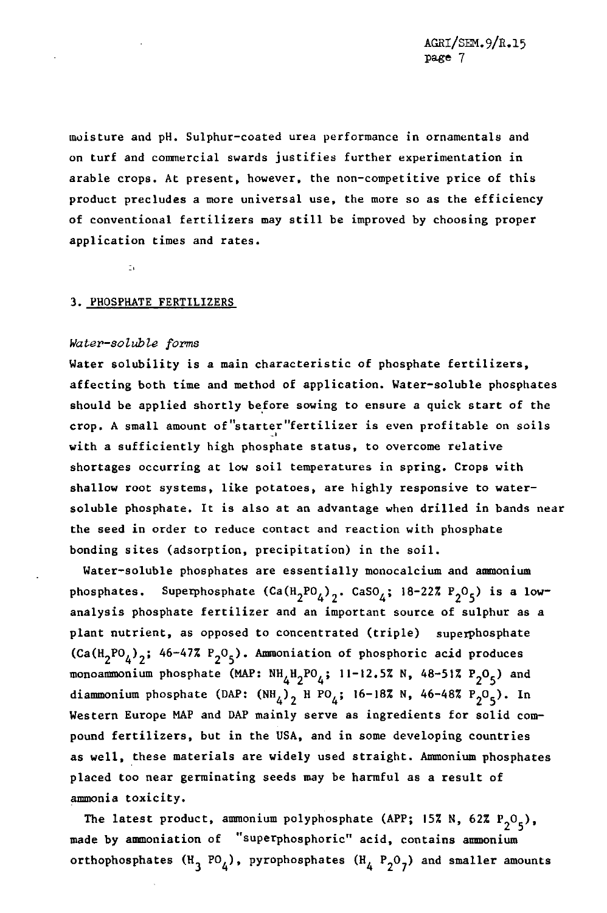moisture and pH. Sulphur-coated urea performance in ornamentals and on turf and commercial swards justifies further experimentation in arable crops. At present, however, the non-competitive price of this product precludes a more universal use, the more so as the efficiency of conventional fertilizers may still be improved by choosing proper application times and rates.

## 3. PHOSPHATE FERTILIZERS

*Water-soluble forms*

Water solubility is a main characteristic of phosphate fertilizers, affecting both time and method of application. Water-soluble phosphates should be applied shortly before sowing to ensure a quick start of the crop. A small amount of "starter" fertilizer is even profitable on soils with a sufficiently high phosphate status, to overcome relative shortages occurring at low soil temperatures in spring. Crops with shallow root systems, like potatoes, are highly responsive to water-soluble phosphate. It is also at an advantage when drilled in bands near the seed in order to reduce contact and reaction with phosphate bonding sites (adsorption, precipitation) in the soil.

Water-soluble phosphates are essentially monocalcium and ammonium phosphates. Superphosphate ($Ca(H_2PO_4)_2 . CaSO_4$; 18-22% $P_2O_5$) is a low-analysis phosphate fertilizer and an important source of sulphur as a plant nutrient, as opposed to concentrated (triple) superphosphate ($Ca(H_2PO_4)_2$; 46-47% $P_2O_5$). Ammoniation of phosphoric acid produces monoammonium phosphate (MAP: $NH_4H_2PO_4$; 11-12.5% N, 48-51% $P_2O_5$) and diammonium phosphate (DAP: $(NH_4)_2 H PO_4$; 16-18% N, 46-48% $P_2O_5$). In Western Europe MAP and DAP mainly serve as ingredients for solid compound fertilizers, but in the USA, and in some developing countries as well, these materials are widely used straight. Ammonium phosphates placed too near germinating seeds may be harmful as a result of ammonia toxicity.

The latest product, ammonium polyphosphate (APP; 15% N, 62% $P_2O_5$), made by ammoniation of "superphosphoric" acid, contains ammonium orthophosphates ($H_3 PO_4$), pyrophosphates ($H_4 P_2O_7$) and smaller amounts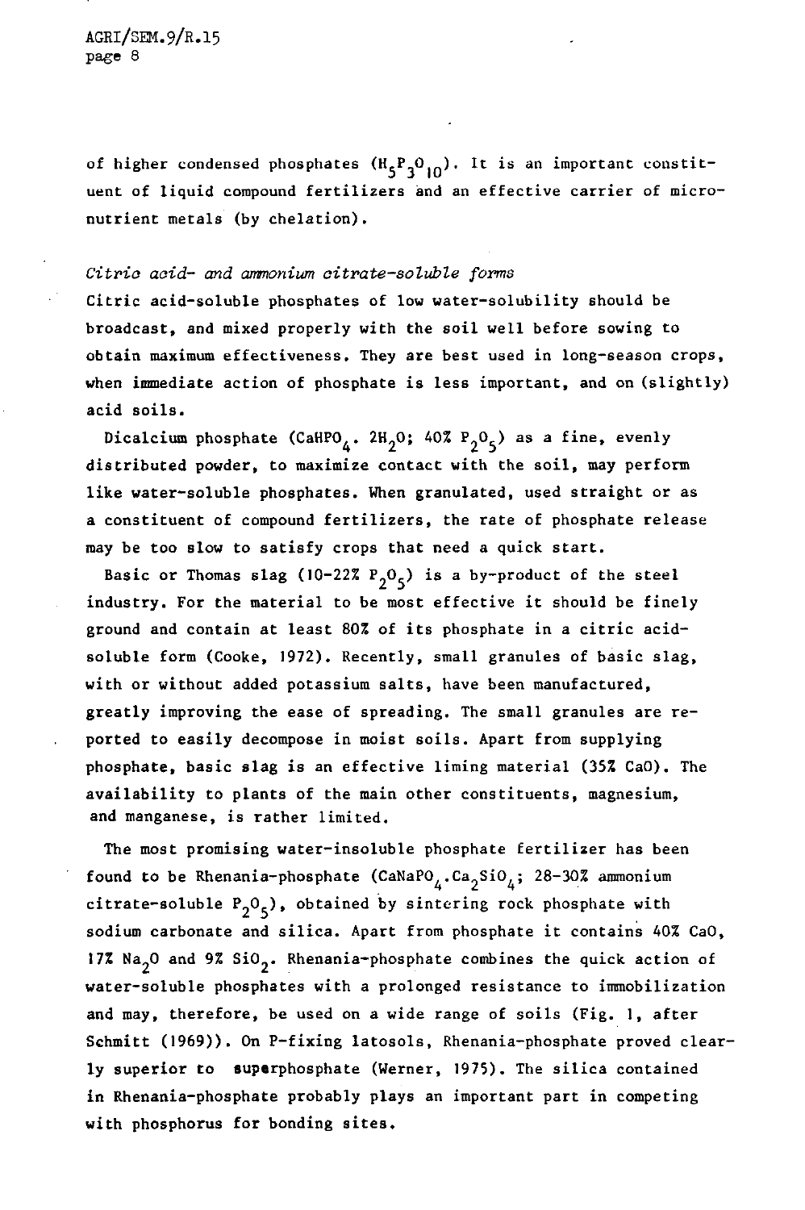of higher condensed phosphates ($H_5P_3O_{10}$). It is an important constituent of liquid compound fertilizers and an effective carrier of micronutrient metals (by chelation).

*Citric acid- and ammonium citrate-soluble forms*

Citric acid-soluble phosphates of low water-solubility should be broadcast, and mixed properly with the soil well before sowing to obtain maximum effectiveness. They are best used in long-season crops, when immediate action of phosphate is less important, and on (slightly) acid soils.

Dicalcium phosphate ($CaHPO_4 . 2H_2O$; 40% $P_2O_5$) as a fine, evenly distributed powder, to maximize contact with the soil, may perform like water-soluble phosphates. When granulated, used straight or as a constituent of compound fertilizers, the rate of phosphate release may be too slow to satisfy crops that need a quick start.

Basic or Thomas slag (10-22% $P_2O_5$) is a by-product of the steel industry. For the material to be most effective it should be finely ground and contain at least 80% of its phosphate in a citric acid-soluble form (Cooke, 1972). Recently, small granules of basic slag, with or without added potassium salts, have been manufactured, greatly improving the ease of spreading. The small granules are reported to easily decompose in moist soils. Apart from supplying phosphate, basic slag is an effective liming material (35% CaO). The availability to plants of the main other constituents, magnesium, and manganese, is rather limited.

The most promising water-insoluble phosphate fertilizer has been found to be Rhenania-phosphate ($CaNaPO_4 . Ca_2SiO_4$; 28-30% ammonium citrate-soluble $P_2O_5$), obtained by sintering rock phosphate with sodium carbonate and silica. Apart from phosphate it contains 40% CaO, 17% $Na_2O$ and 9% $SiO_2$. Rhenania-phosphate combines the quick action of water-soluble phosphates with a prolonged resistance to immobilization and may, therefore, be used on a wide range of soils (Fig. 1, after Schmitt (1969)). On P-fixing latosols, Rhenania-phosphate proved clearly superior to superphosphate (Werner, 1975). The silica contained in Rhenania-phosphate probably plays an important part in competing with phosphorus for bonding sites.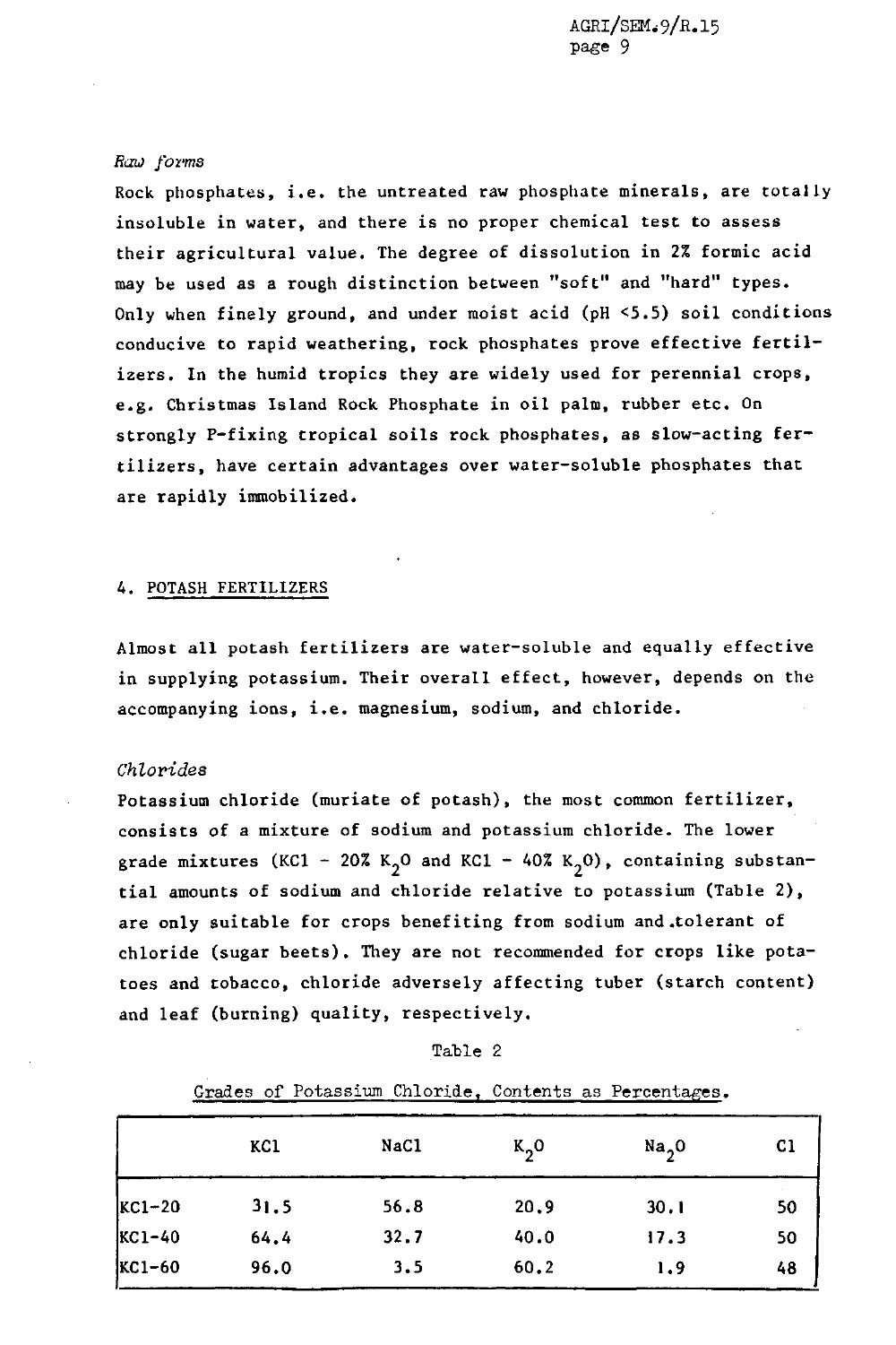*Raw forms*

Rock phosphates, i.e. the untreated raw phosphate minerals, are totally insoluble in water, and there is no proper chemical test to assess their agricultural value. The degree of dissolution in 2% formic acid may be used as a rough distinction between "soft" and "hard" types. Only when finely ground, and under moist acid (pH <5.5) soil conditions conducive to rapid weathering, rock phosphates prove effective fertilizers. In the humid tropics they are widely used for perennial crops, e.g. Christmas Island Rock Phosphate in oil palm, rubber etc. On strongly P-fixing tropical soils rock phosphates, as slow-acting fertilizers, have certain advantages over water-soluble phosphates that are rapidly immobilized.

## 4. POTASH FERTILIZERS

Almost all potash fertilizers are water-soluble and equally effective in supplying potassium. Their overall effect, however, depends on the accompanying ions, i.e. magnesium, sodium, and chloride.

*Chlorides*

Potassium chloride (muriate of potash), the most common fertilizer, consists of a mixture of sodium and potassium chloride. The lower grade mixtures (KCl - 20% $K_2O$ and KCl - 40% $K_2O$), containing substantial amounts of sodium and chloride relative to potassium (Table 2), are only suitable for crops benefiting from sodium and tolerant of chloride (sugar beets). They are not recommended for crops like potatoes and tobacco, chloride adversely affecting tuber (starch content) and leaf (burning) quality, respectively.

Table 2

Grades of Potassium Chloride, Contents as Percentages.

| | KCl | NaCl | $K_2O$ | $Na_2O$ | Cl |
|---|---|---|---|---|---|
| KCl-20 | 31.5 | 56.8 | 20.9 | 30.1 | 50 |
| KCl-40 | 64.4 | 32.7 | 40.0 | 17.3 | 50 |
| KCl-60 | 96.0 | 3.5 | 60.2 | 1.9 | 48 |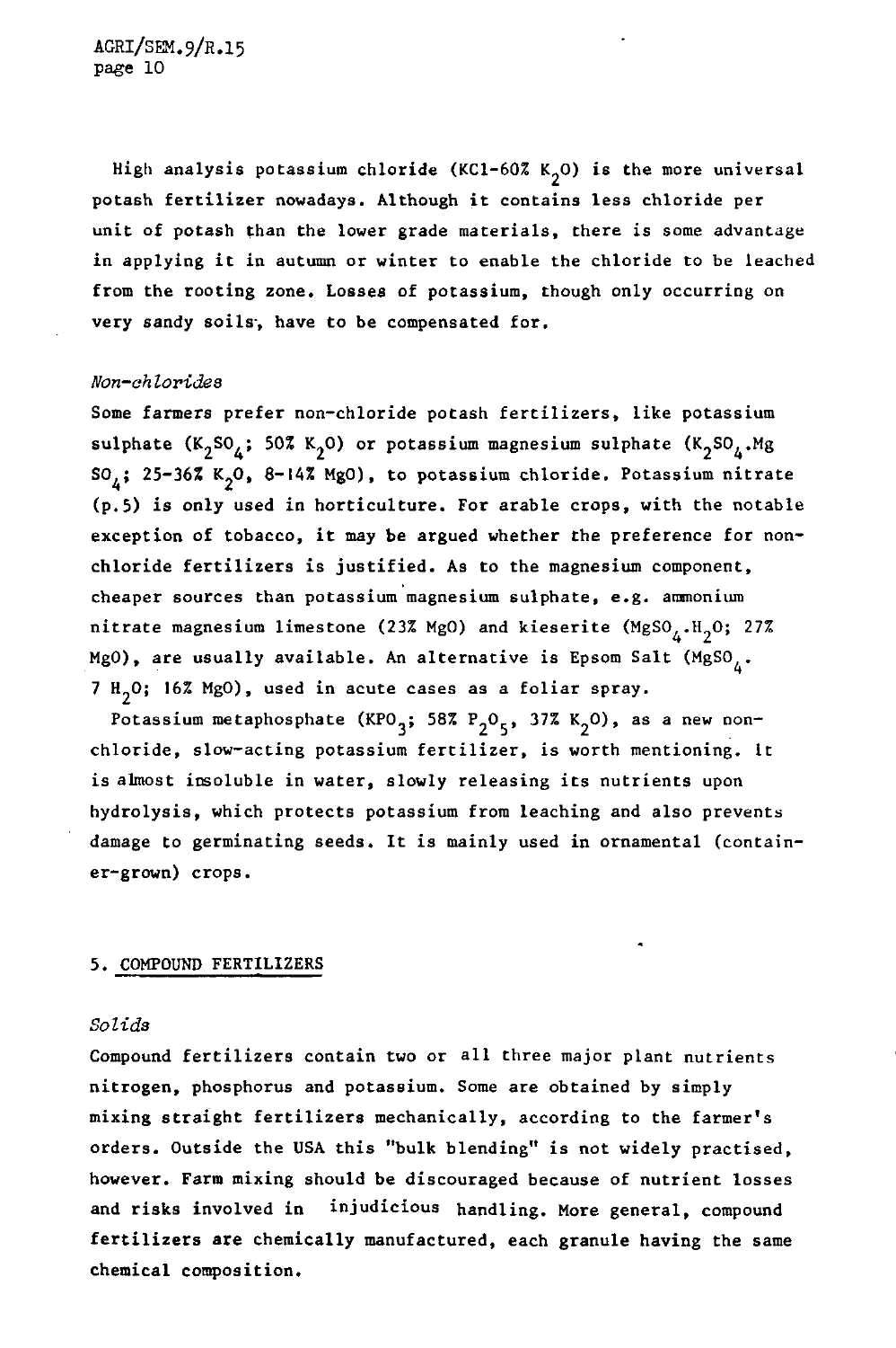High analysis potassium chloride (KCl-60% $K_2O$) is the more universal potash fertilizer nowadays. Although it contains less chloride per unit of potash than the lower grade materials, there is some advantage in applying it in autumn or winter to enable the chloride to be leached from the rooting zone. Losses of potassium, though only occurring on very sandy soils, have to be compensated for.

*Non-chlorides*

Some farmers prefer non-chloride potash fertilizers, like potassium sulphate ($K_2SO_4$; 50% $K_2O$) or potassium magnesium sulphate ($K_2SO_4.MgSO_4$; 25-36% $K_2O$, 8-14% MgO), to potassium chloride. Potassium nitrate (p.5) is only used in horticulture. For arable crops, with the notable exception of tobacco, it may be argued whether the preference for non-chloride fertilizers is justified. As to the magnesium component, cheaper sources than potassium magnesium sulphate, e.g. ammonium nitrate magnesium limestone (23% MgO) and kieserite ($MgSO_4.H_2O$; 27% MgO), are usually available. An alternative is Epsom Salt ($MgSO_4$. 7 $H_2O$; 16% MgO), used in acute cases as a foliar spray.

Potassium metaphosphate ($KPO_3$; 58% $P_2O_5$, 37% $K_2O$), as a new non-chloride, slow-acting potassium fertilizer, is worth mentioning. It is almost insoluble in water, slowly releasing its nutrients upon hydrolysis, which protects potassium from leaching and also prevents damage to germinating seeds. It is mainly used in ornamental (container-grown) crops.

## 5. COMPOUND FERTILIZERS

*Solids*

Compound fertilizers contain two or all three major plant nutrients nitrogen, phosphorus and potassium. Some are obtained by simply mixing straight fertilizers mechanically, according to the farmer's orders. Outside the USA this "bulk blending" is not widely practised, however. Farm mixing should be discouraged because of nutrient losses and risks involved in injudicious handling. More general, compound fertilizers are chemically manufactured, each granule having the same chemical composition.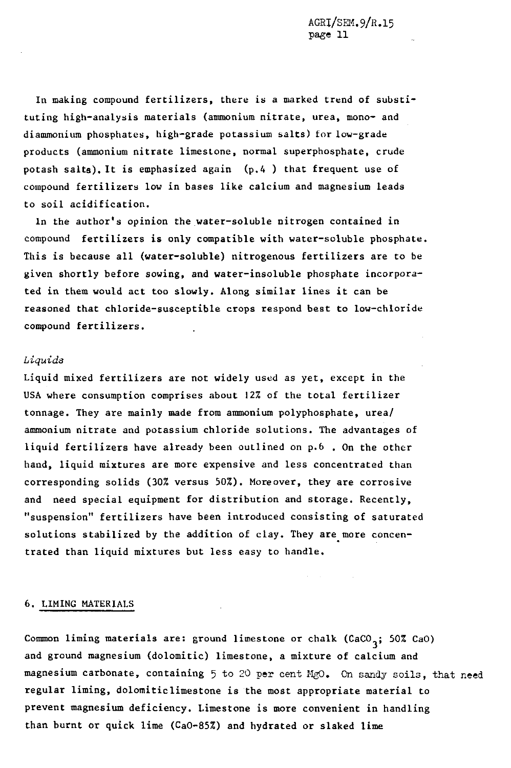In making compound fertilizers, there is a marked trend of substituting high-analysis materials (ammonium nitrate, urea, mono- and diammonium phosphates, high-grade potassium salts) for low-grade products (ammonium nitrate limestone, normal superphosphate, crude potash salts). It is emphasized again (p.4 ) that frequent use of compound fertilizers low in bases like calcium and magnesium leads to soil acidification.

In the author's opinion the water-soluble nitrogen contained in compound fertilizers is only compatible with water-soluble phosphate. This is because all (water-soluble) nitrogenous fertilizers are to be given shortly before sowing, and water-insoluble phosphate incorporated in them would act too slowly. Along similar lines it can be reasoned that chloride-susceptible crops respond best to low-chloride compound fertilizers.

*Liquids*

Liquid mixed fertilizers are not widely used as yet, except in the USA where consumption comprises about 12% of the total fertilizer tonnage. They are mainly made from ammonium polyphosphate, urea/ammonium nitrate and potassium chloride solutions. The advantages of liquid fertilizers have already been outlined on p.6 . On the other hand, liquid mixtures are more expensive and less concentrated than corresponding solids (30% versus 50%). Moreover, they are corrosive and need special equipment for distribution and storage. Recently, "suspension" fertilizers have been introduced consisting of saturated solutions stabilized by the addition of clay. They are more concentrated than liquid mixtures but less easy to handle.

## 6. LIMING MATERIALS

Common liming materials are: ground limestone or chalk ($CaCO_3$; 50% CaO) and ground magnesium (dolomitic) limestone, a mixture of calcium and magnesium carbonate, containing 5 to 20 per cent MgO. On sandy soils, that need regular liming, dolomiticlimestone is the most appropriate material to prevent magnesium deficiency. Limestone is more convenient in handling than burnt or quick lime (CaO-85%) and hydrated or slaked lime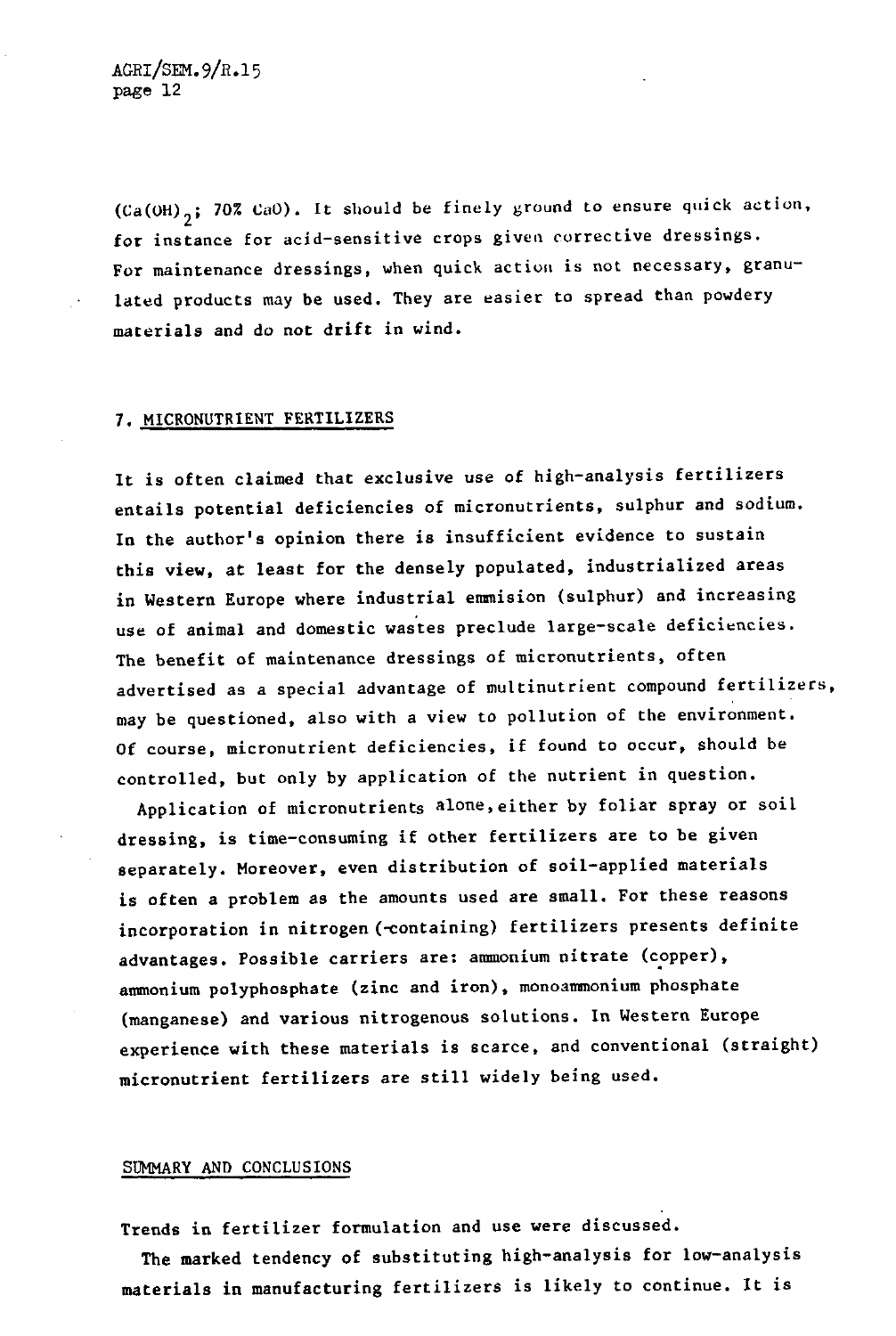($Ca(OH)_2$; 70% CaO). It should be finely ground to ensure quick action, for instance for acid-sensitive crops given corrective dressings. For maintenance dressings, when quick action is not necessary, granulated products may be used. They are easier to spread than powdery materials and do not drift in wind.

## 7. MICRONUTRIENT FERTILIZERS

It is often claimed that exclusive use of high-analysis fertilizers entails potential deficiencies of micronutrients, sulphur and sodium. In the author's opinion there is insufficient evidence to sustain this view, at least for the densely populated, industrialized areas in Western Europe where industrial emmision (sulphur) and increasing use of animal and domestic wastes preclude large-scale deficiencies. The benefit of maintenance dressings of micronutrients, often advertised as a special advantage of multinutrient compound fertilizers, may be questioned, also with a view to pollution of the environment. Of course, micronutrient deficiencies, if found to occur, should be controlled, but only by application of the nutrient in question.

Application of micronutrients alone, either by foliar spray or soil dressing, is time-consuming if other fertilizers are to be given separately. Moreover, even distribution of soil-applied materials is often a problem as the amounts used are small. For these reasons incorporation in nitrogen (-containing) fertilizers presents definite advantages. Possible carriers are: ammonium nitrate (copper), ammonium polyphosphate (zinc and iron), monoammonium phosphate (manganese) and various nitrogenous solutions. In Western Europe experience with these materials is scarce, and conventional (straight) micronutrient fertilizers are still widely being used.

## SUMMARY AND CONCLUSIONS

Trends in fertilizer formulation and use were discussed.

The marked tendency of substituting high-analysis for low-analysis materials in manufacturing fertilizers is likely to continue. It is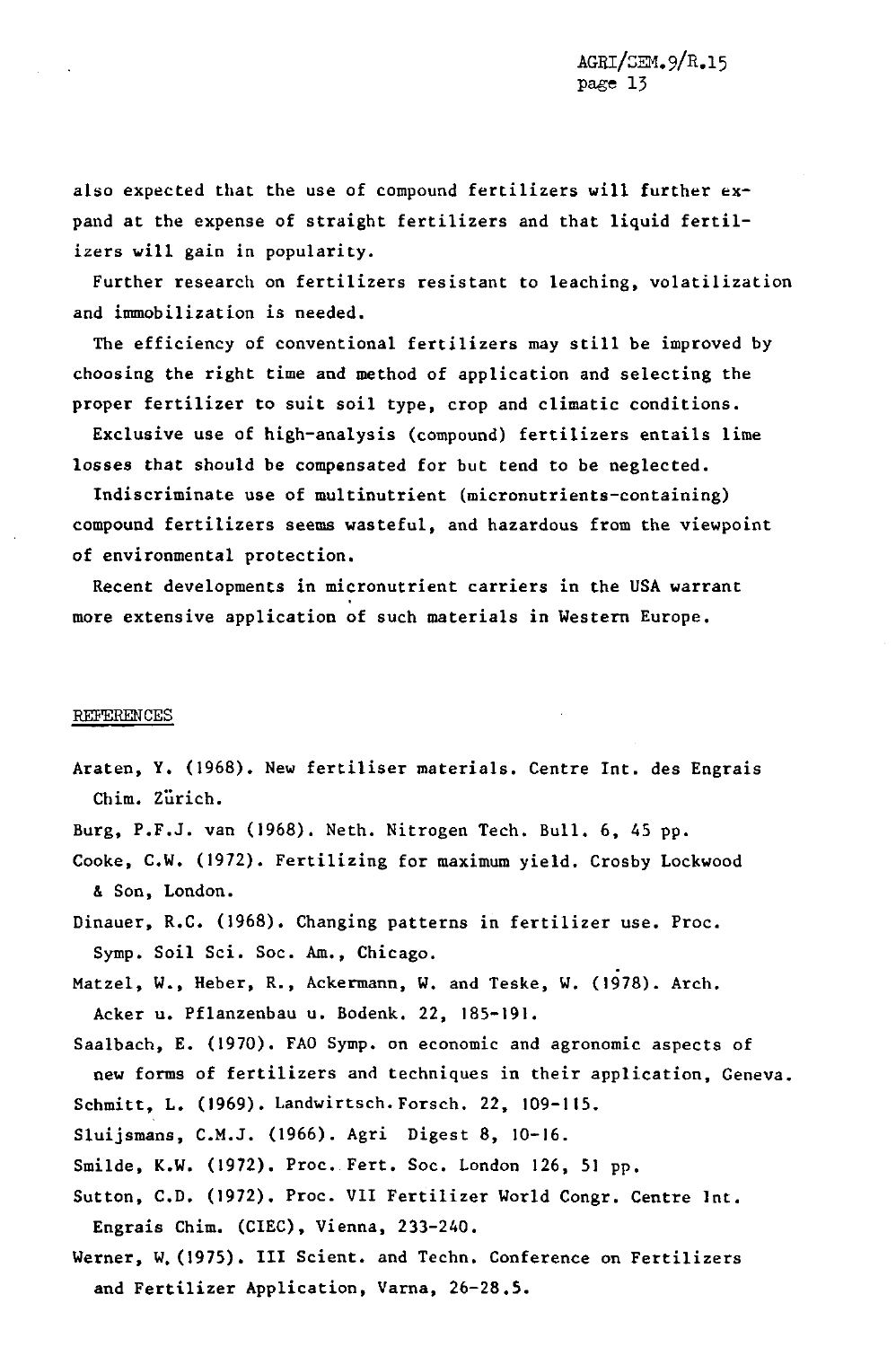also expected that the use of compound fertilizers will further expand at the expense of straight fertilizers and that liquid fertilizers will gain in popularity.

Further research on fertilizers resistant to leaching, volatilization and immobilization is needed.

The efficiency of conventional fertilizers may still be improved by choosing the right time and method of application and selecting the proper fertilizer to suit soil type, crop and climatic conditions.

Exclusive use of high-analysis (compound) fertilizers entails lime losses that should be compensated for but tend to be neglected.

Indiscriminate use of multinutrient (micronutrients-containing) compound fertilizers seems wasteful, and hazardous from the viewpoint of environmental protection.

Recent developments in micronutrient carriers in the USA warrant more extensive application of such materials in Western Europe.

## REFERENCES

Araten, Y. (1968). New fertiliser materials. Centre Int. des Engrais Chim. Zürich.

Burg, P.F.J. van (1968). Neth. Nitrogen Tech. Bull. 6, 45 pp.

Cooke, C.W. (1972). Fertilizing for maximum yield. Crosby Lockwood & Son, London.

Dinauer, R.C. (1968). Changing patterns in fertilizer use. Proc. Symp. Soil Sci. Soc. Am., Chicago.

Matzel, W., Heber, R., Ackermann, W. and Teske, W. (1978). Arch. Acker u. Pflanzenbau u. Bodenk. 22, 185-191.

Saalbach, E. (1970). FAO Symp. on economic and agronomic aspects of new forms of fertilizers and techniques in their application, Geneva.

Schmitt, L. (1969). Landwirtsch. Forsch. 22, 109-115.

Sluijsmans, C.M.J. (1966). Agri Digest 8, 10-16.

Smilde, K.W. (1972). Proc. Fert. Soc. London 126, 51 pp.

Sutton, C.D. (1972). Proc. VII Fertilizer World Congr. Centre Int. Engrais Chim. (CIEC), Vienna, 233-240.

Werner, W. (1975). III Scient. and Techn. Conference on Fertilizers and Fertilizer Application, Varna, 26-28.5.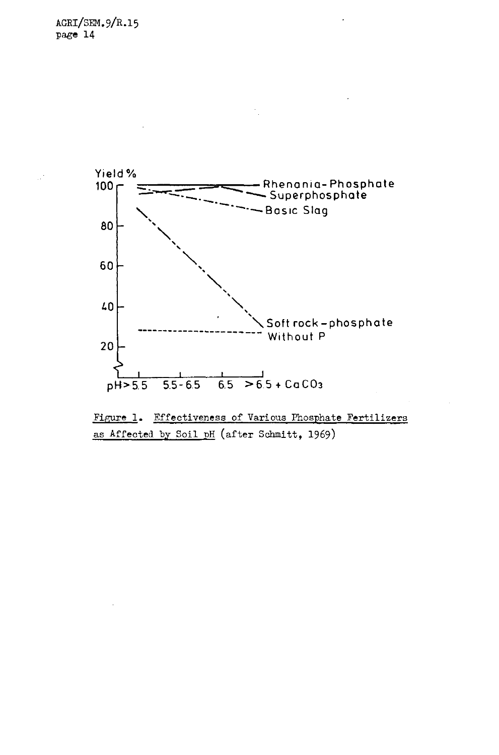Yield %

100

80

60

40

20

pH>5.5 5.5-6.5 6.5 >6.5 + $CaCO_3$

Rhenania-Phosphate

Superphosphate

Basic Slag

Soft rock-phosphate

Without P

Figure 1. Effectiveness of Various Phosphate Fertilizers as Affected by Soil pH (after Schmitt, 1969)